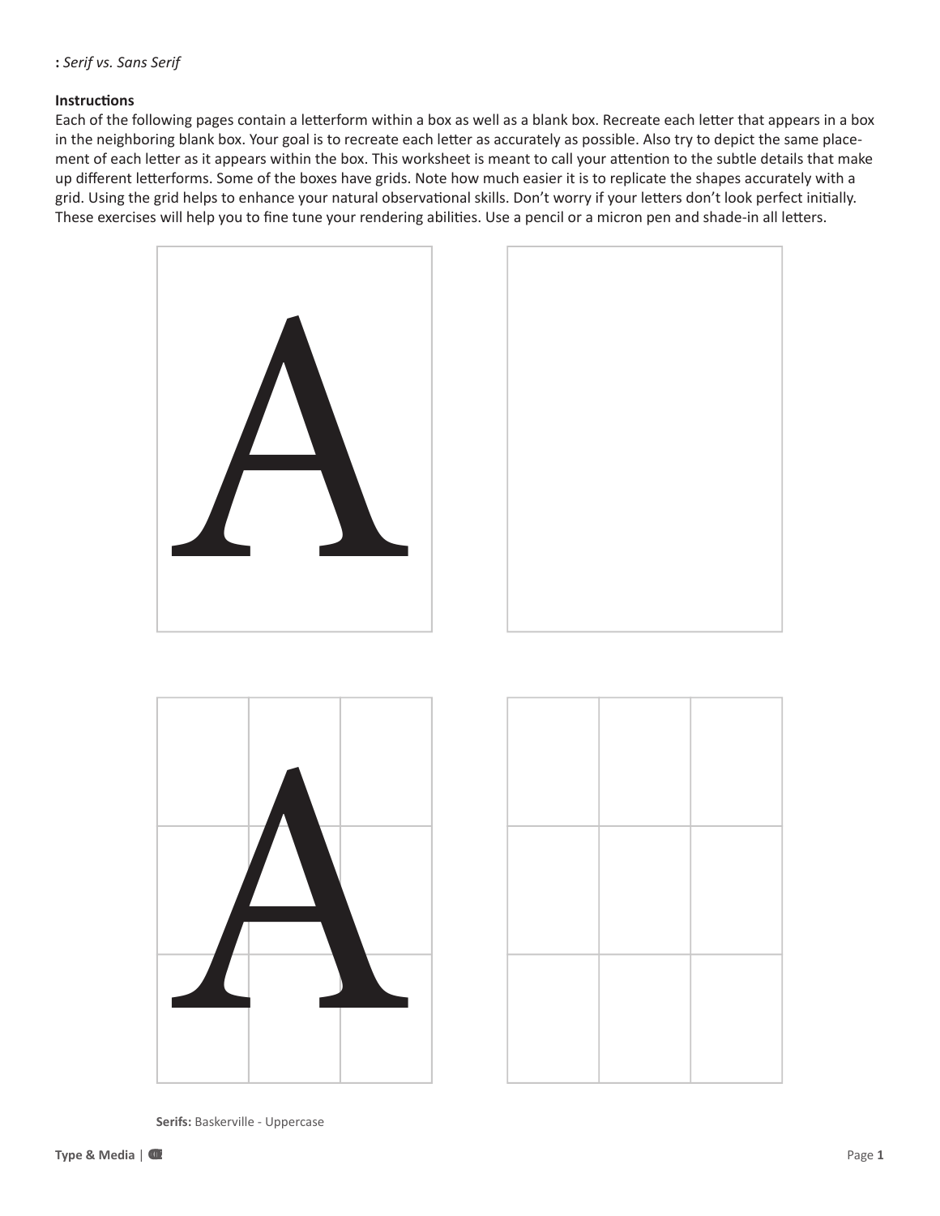**:** *Serif vs. Sans Serif*

**Instructions**

Each of the following pages contain a letterform within a box as well as a blank box. Recreate each letter that appears in a box in the neighboring blank box. Your goal is to recreate each letter as accurately as possible. Also try to depict the same placement of each letter as it appears within the box. This worksheet is meant to call your attention to the subtle details that make up different letterforms. Some of the boxes have grids. Note how much easier it is to replicate the shapes accurately with a grid. Using the grid helps to enhance your natural observational skills. Don't worry if your letters don't look perfect initially. These exercises will help you to fine tune your rendering abilities. Use a pencil or a micron pen and shade-in all letters.

A

A

**Serifs:** Baskerville - Uppercase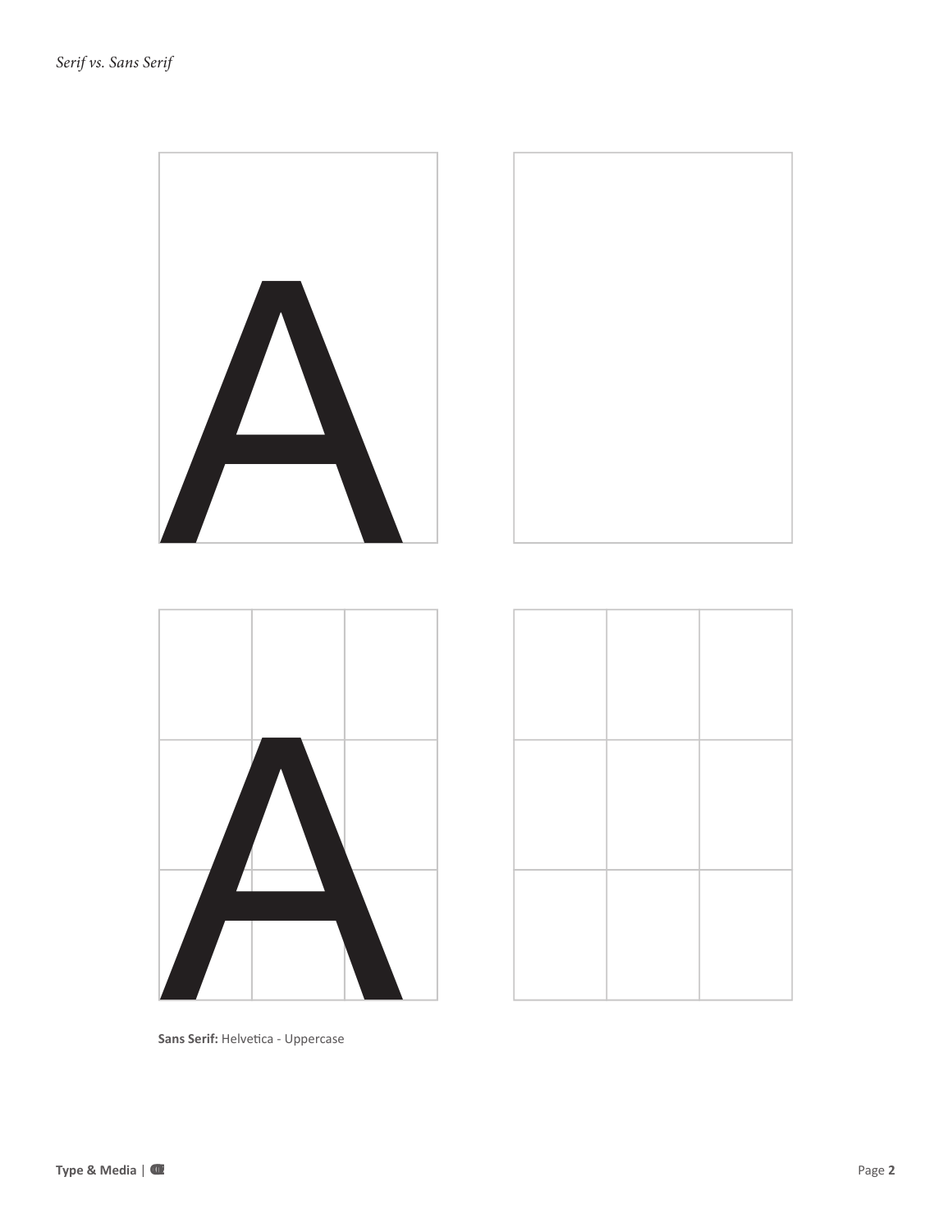A

A

**Sans Serif:** Helvetica - Uppercase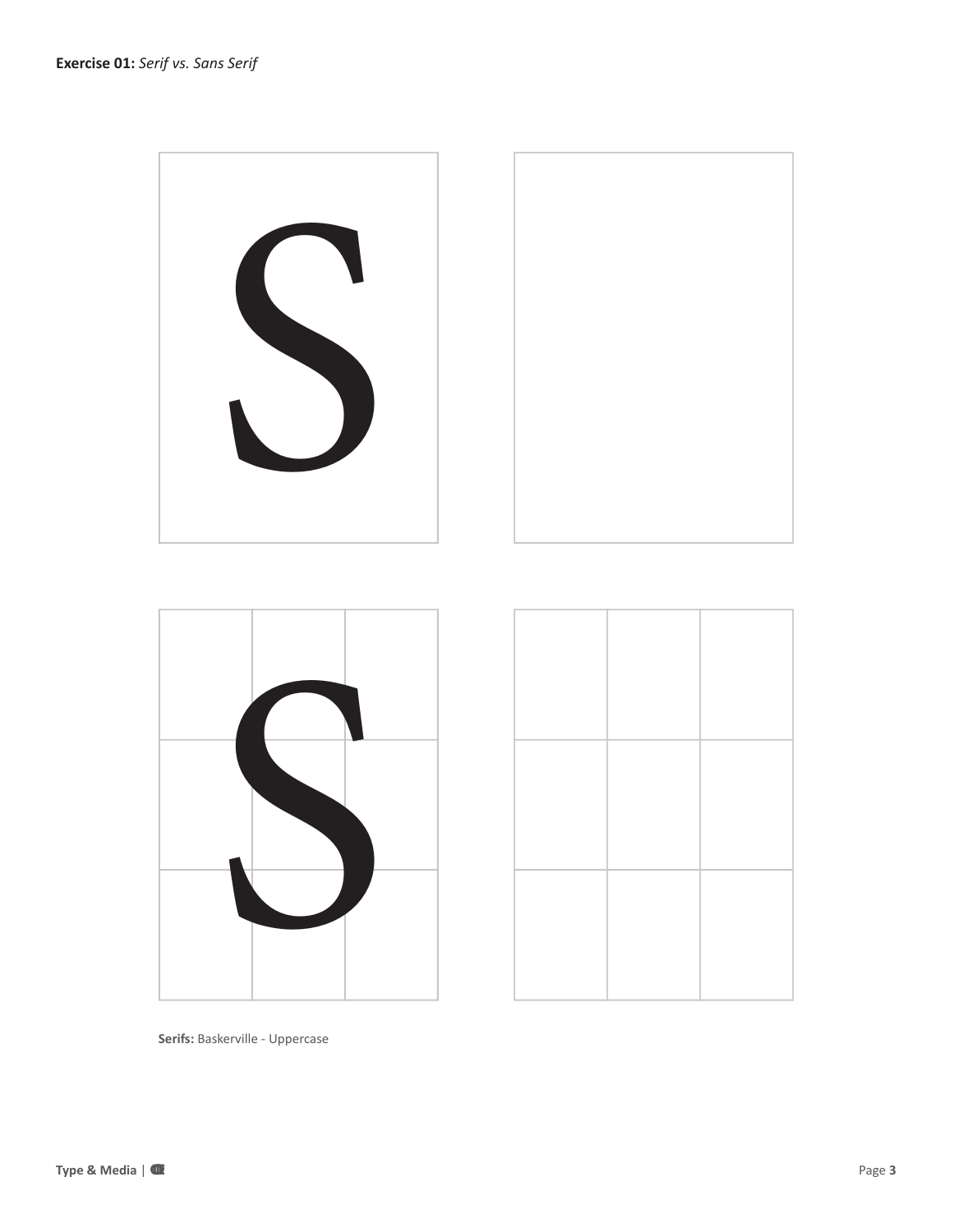**Exercise 01:** *Serif vs. Sans Serif*

S

S

**Serifs:** Baskerville - Uppercase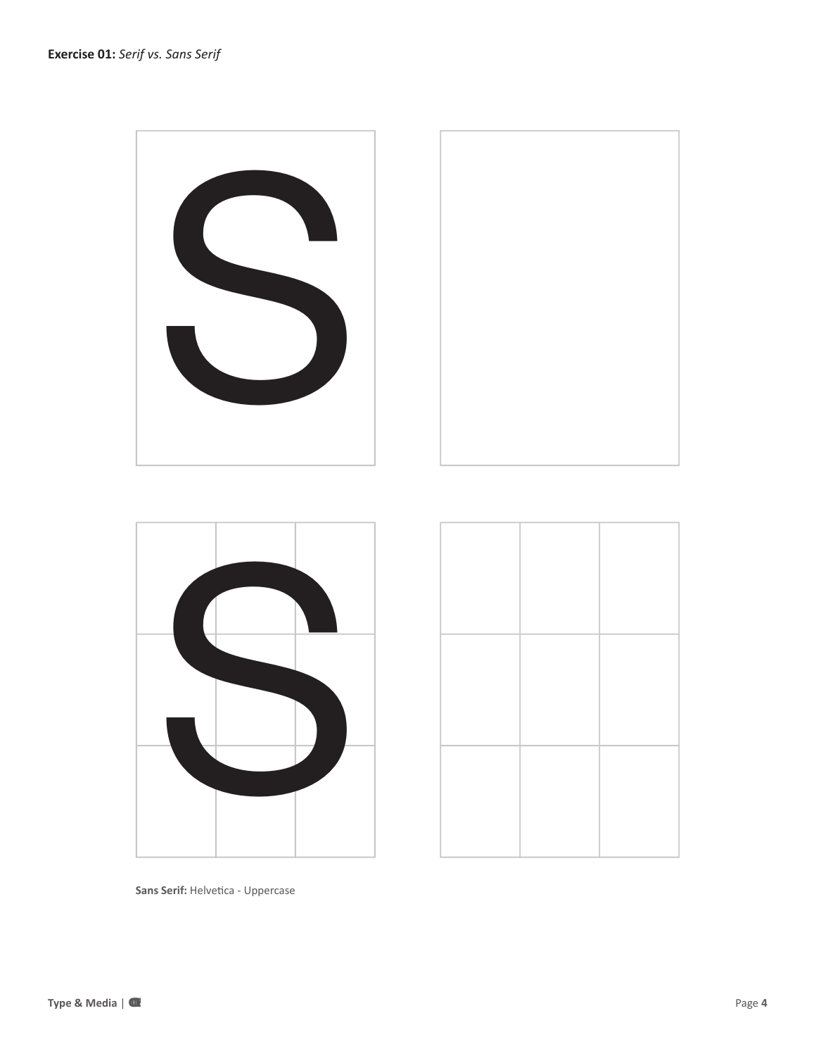**Exercise 01:** *Serif vs. Sans Serif*

S

S

**Sans Serif:** Helvetica - Uppercase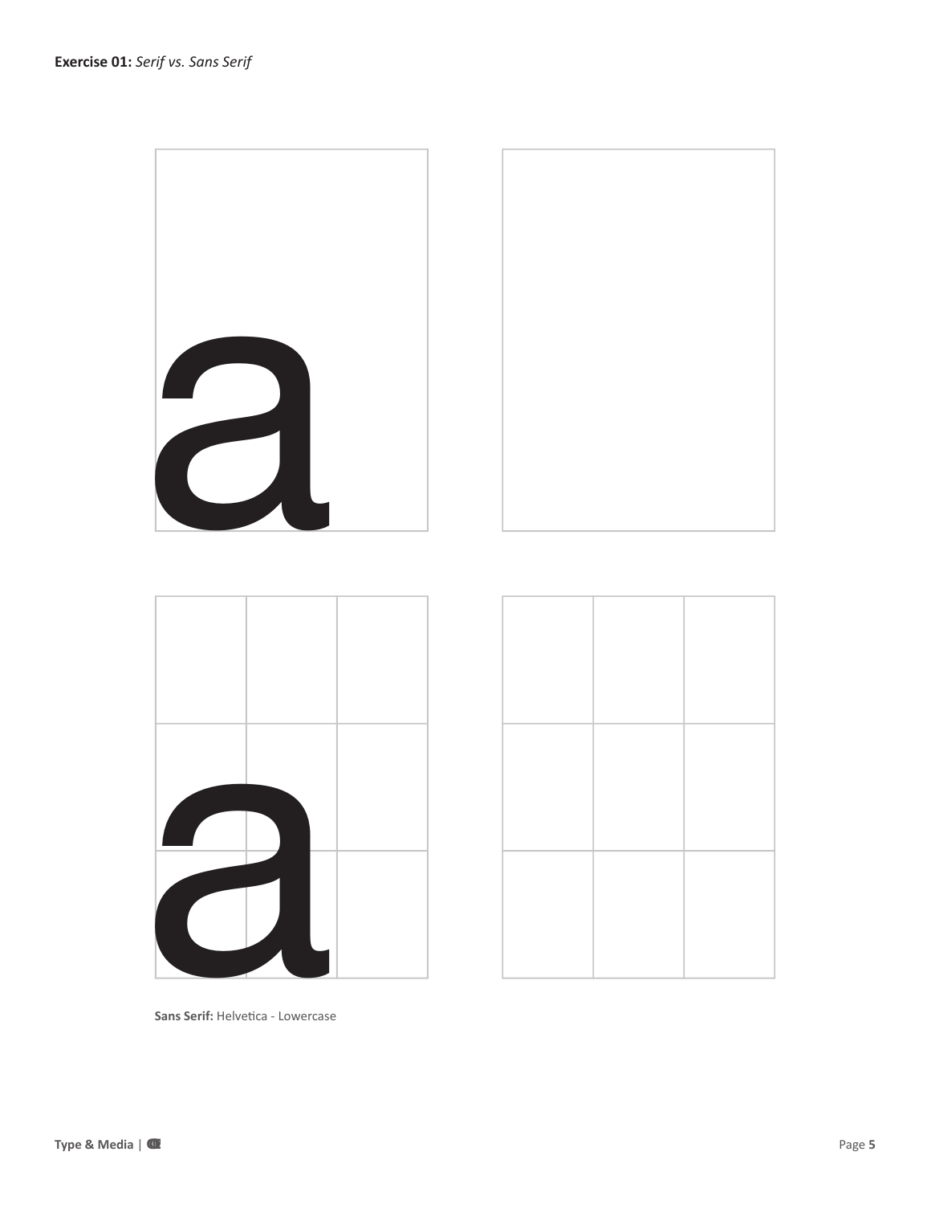**Exercise 01:** *Serif vs. Sans Serif*

**Sans Serif:** Helvetica - Lowercase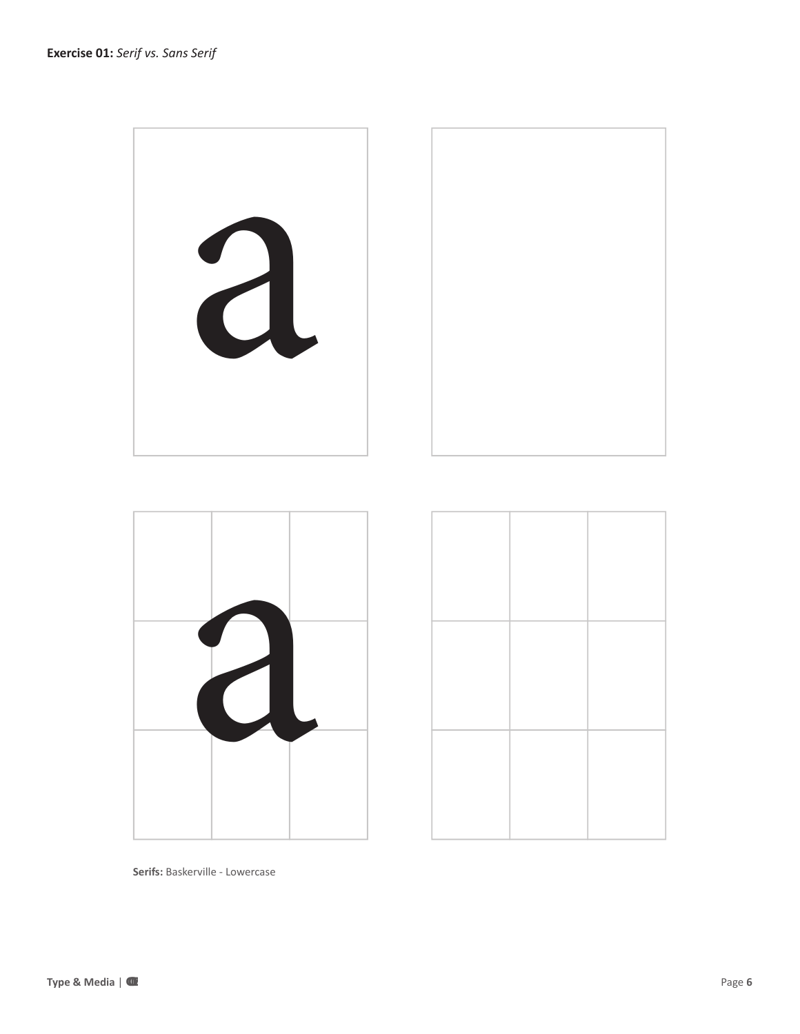**Exercise 01:** *Serif vs. Sans Serif*

a

a

**Serifs:** Baskerville - Lowercase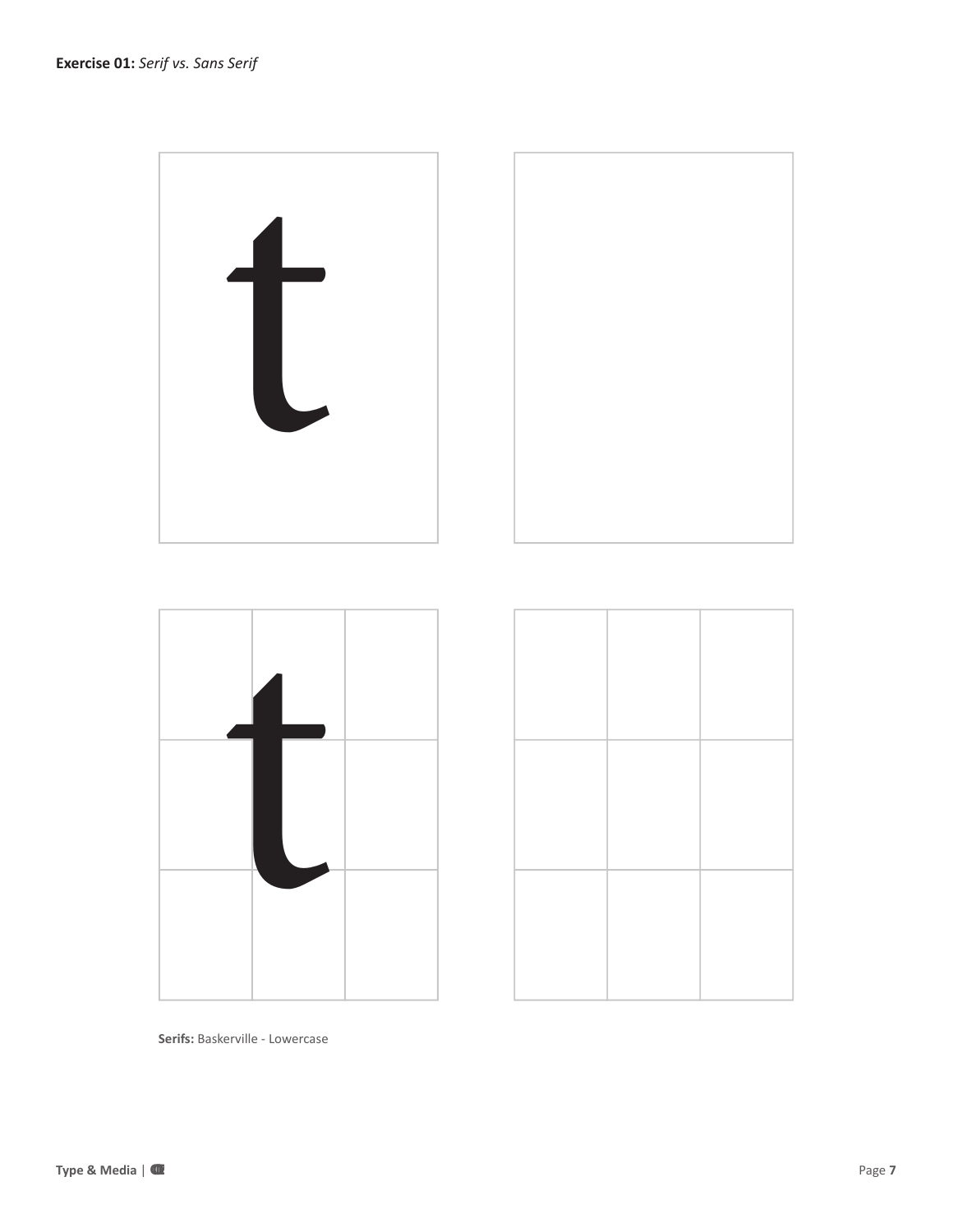**Exercise 01:** *Serif vs. Sans Serif*

**Serifs:** Baskerville - Lowercase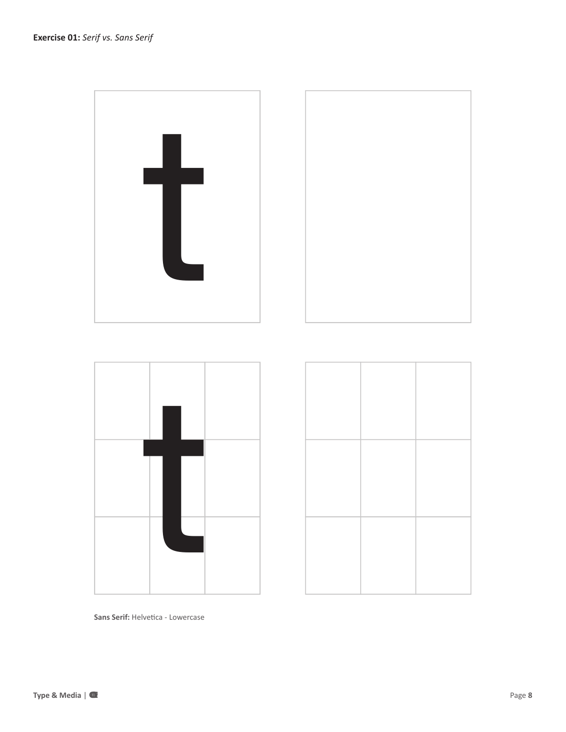**Exercise 01:** *Serif vs. Sans Serif*

t

t

**Sans Serif:** Helvetica - Lowercase